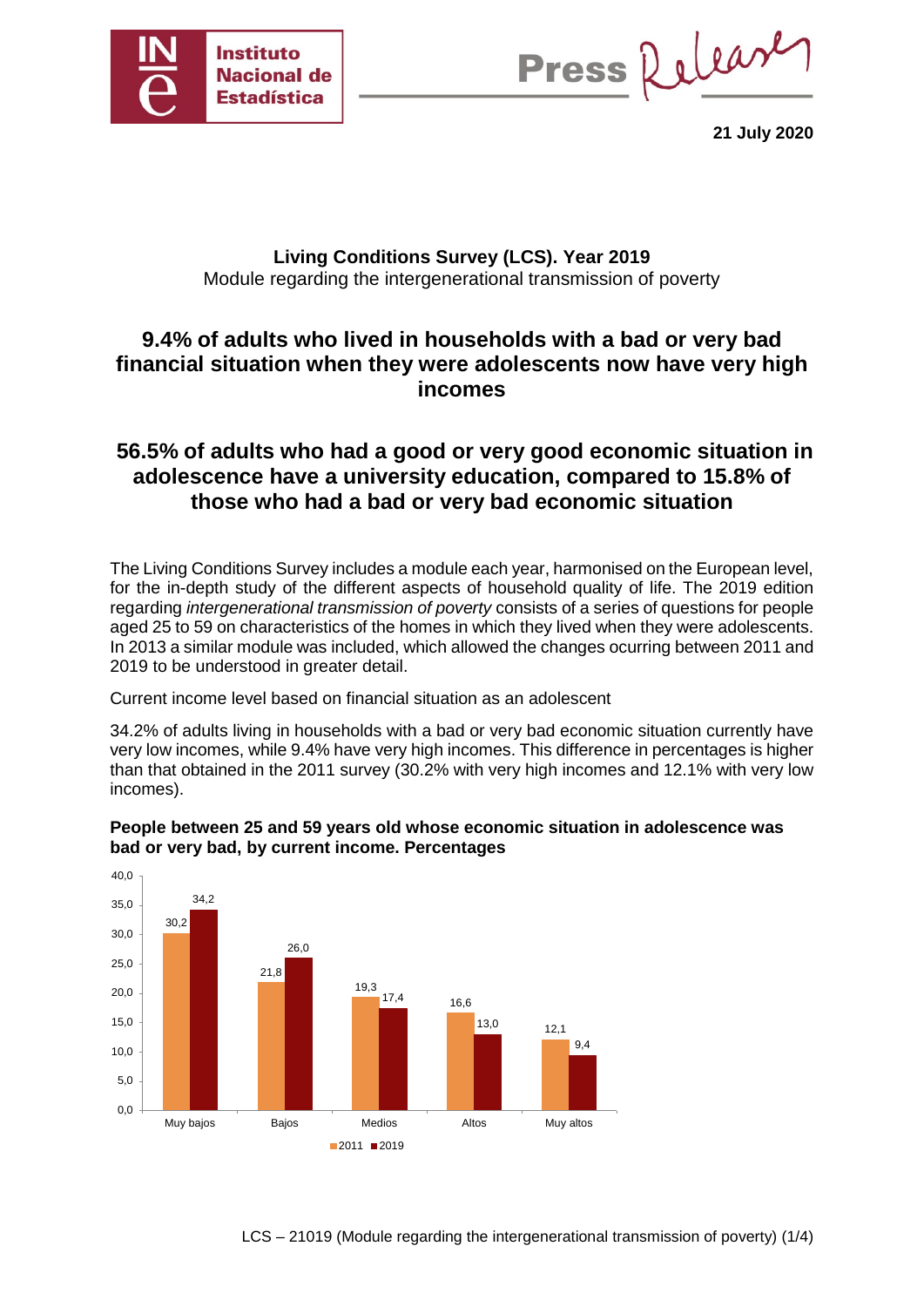21 July 2020

**Living Conditions Survey (LCS). Year 2019**
Module regarding the intergenerational transmission of poverty

# 9.4% of adults who lived in households with a bad or very bad financial situation when they were adolescents now have very high incomes

# 56.5% of adults who had a good or very good economic situation in adolescence have a university education, compared to 15.8% of those who had a bad or very bad economic situation

The Living Conditions Survey includes a module each year, harmonised on the European level, for the in-depth study of the different aspects of household quality of life. The 2019 edition regarding *intergenerational transmission of poverty* consists of a series of questions for people aged 25 to 59 on characteristics of the homes in which they lived when they were adolescents. In 2013 a similar module was included, which allowed the changes ocurring between 2011 and 2019 to be understood in greater detail.

Current income level based on financial situation as an adolescent

34.2% of adults living in households with a bad or very bad economic situation currently have very low incomes, while 9.4% have very high incomes. This difference in percentages is higher than that obtained in the 2011 survey (30.2% with very high incomes and 12.1% with very low incomes).

**People between 25 and 59 years old whose economic situation in adolescence was bad or very bad, by current income. Percentages**

| | 2011 | 2019 |
|---|---|---|
| Muy bajos | 30,2 | 34,2 |
| Bajos | 21,8 | 26,0 |
| Medios | 19,3 | 17,4 |
| Altos | 16,6 | 13,0 |
| Muy altos | 12,1 | 9,4 |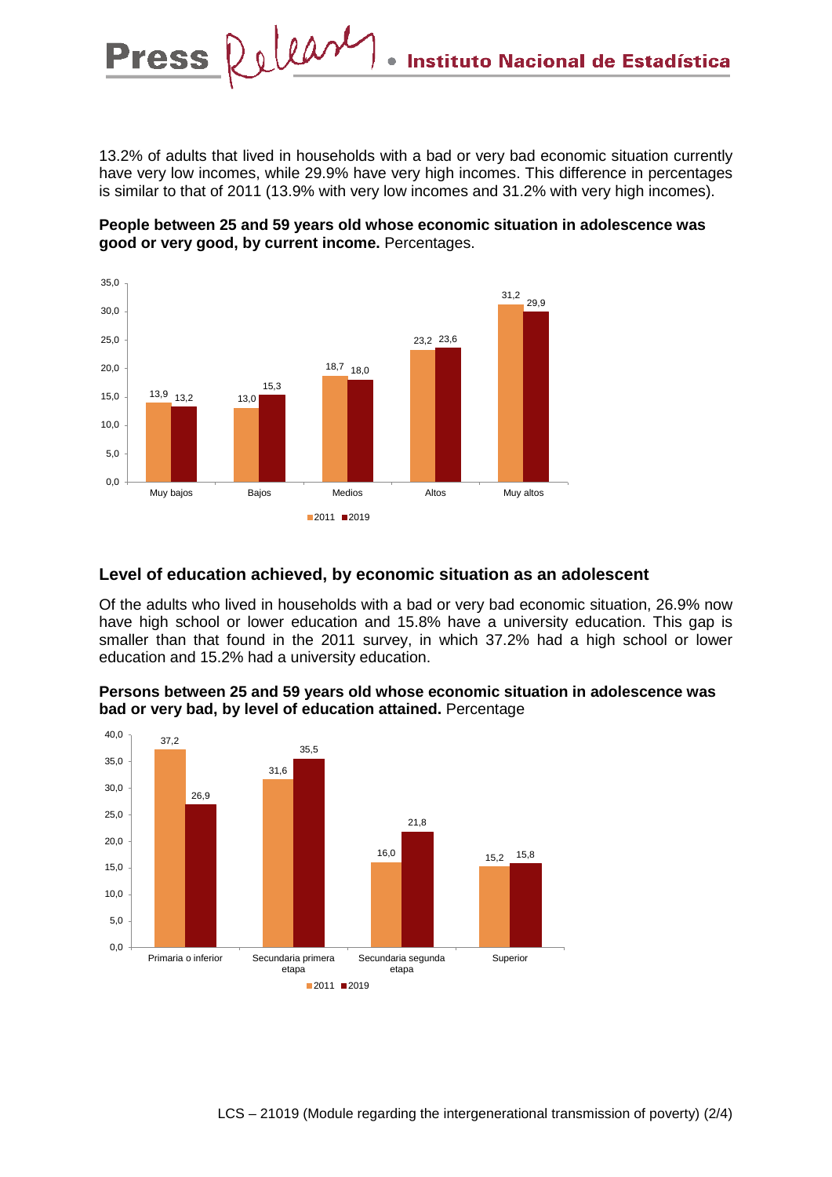13.2% of adults that lived in households with a bad or very bad economic situation currently have very low incomes, while 29.9% have very high incomes. This difference in percentages is similar to that of 2011 (13.9% with very low incomes and 31.2% with very high incomes).

**People between 25 and 59 years old whose economic situation in adolescence was good or very good, by current income.** Percentages.

| | 2011 | 2019 |
|---|---|---|
| Muy bajos | 13,9 | 13,2 |
| Bajos | 13,0 | 15,3 |
| Medios | 18,7 | 18,0 |
| Altos | 23,2 | 23,6 |
| Muy altos | 31,2 | 29,9 |

## Level of education achieved, by economic situation as an adolescent

Of the adults who lived in households with a bad or very bad economic situation, 26.9% now have high school or lower education and 15.8% have a university education. This gap is smaller than that found in the 2011 survey, in which 37.2% had a high school or lower education and 15.2% had a university education.

**Persons between 25 and 59 years old whose economic situation in adolescence was bad or very bad, by level of education attained.** Percentage

| | 2011 | 2019 |
|---|---|---|
| Primaria o inferior | 37,2 | 26,9 |
| Secundaria primera etapa | 31,6 | 35,5 |
| Secundaria segunda etapa | 16,0 | 21,8 |
| Superior | 15,2 | 15,8 |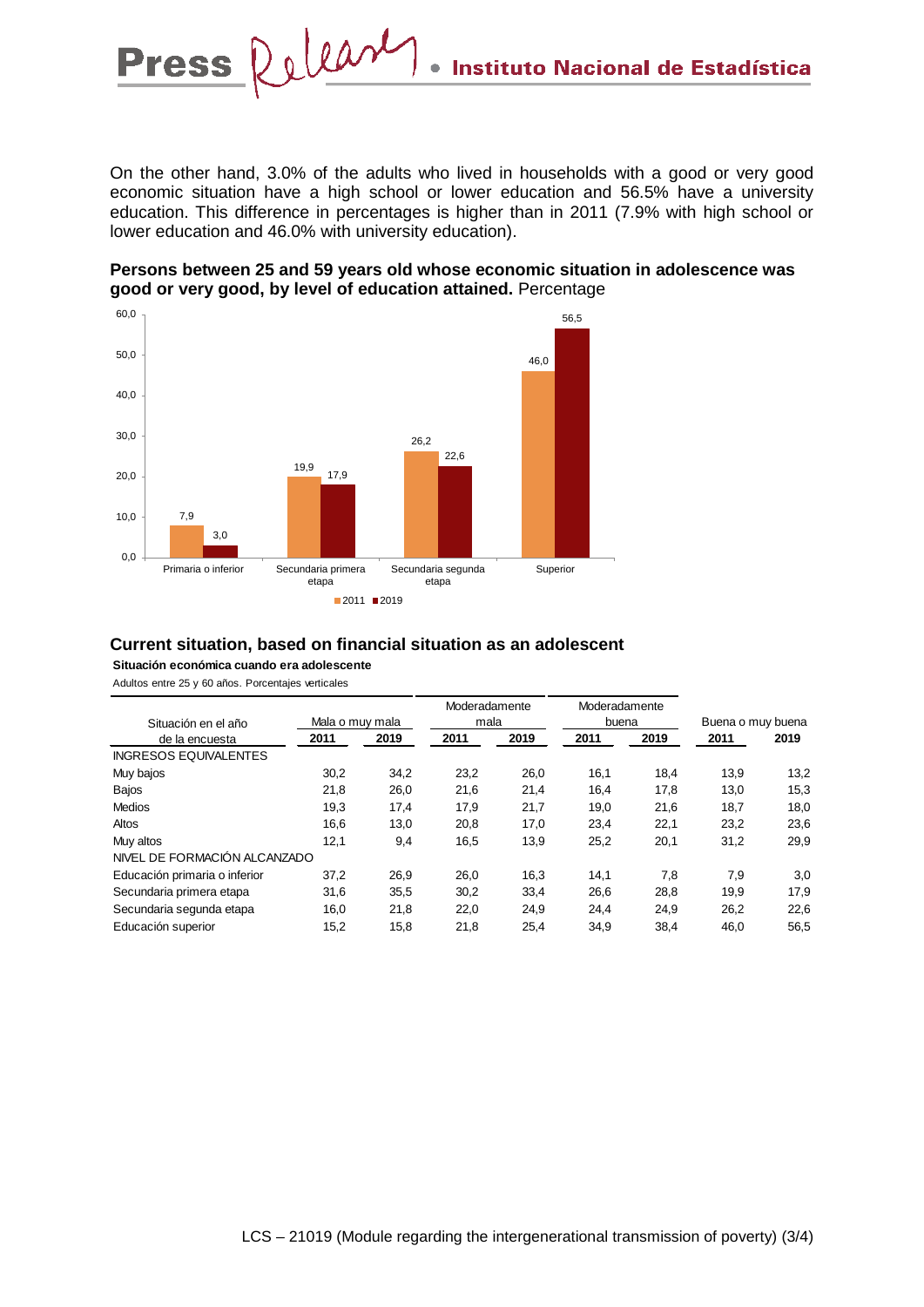On the other hand, 3.0% of the adults who lived in households with a good or very good economic situation have a high school or lower education and 56.5% have a university education. This difference in percentages is higher than in 2011 (7.9% with high school or lower education and 46.0% with university education).

**Persons between 25 and 59 years old whose economic situation in adolescence was good or very good, by level of education attained.** Percentage

| | 2011 | 2019 |
|---|---|---|
| Primaria o inferior | 7,9 | 3,0 |
| Secundaria primera etapa | 19,9 | 17,9 |
| Secundaria segunda etapa | 26,2 | 22,6 |
| Superior | 46,0 | 56,5 |

## Current situation, based on financial situation as an adolescent

**Situación económica cuando era adolescente**

Adultos entre 25 y 60 años. Porcentajes verticales

| Situación en el año de la encuesta | Mala o muy mala | | Moderadamente mala | | Moderadamente buena | | Buena o muy buena | |
|---|---|---|---|---|---|---|---|---|
| | 2011 | 2019 | 2011 | 2019 | 2011 | 2019 | 2011 | 2019 |
| INGRESOS EQUIVALENTES | | | | | | | | |
| Muy bajos | 30,2 | 34,2 | 23,2 | 26,0 | 16,1 | 18,4 | 13,9 | 13,2 |
| Bajos | 21,8 | 26,0 | 21,6 | 21,4 | 16,4 | 17,8 | 13,0 | 15,3 |
| Medios | 19,3 | 17,4 | 17,9 | 21,7 | 19,0 | 21,6 | 18,7 | 18,0 |
| Altos | 16,6 | 13,0 | 20,8 | 17,0 | 23,4 | 22,1 | 23,2 | 23,6 |
| Muy altos | 12,1 | 9,4 | 16,5 | 13,9 | 25,2 | 20,1 | 31,2 | 29,9 |
| NIVEL DE FORMACIÓN ALCANZADO | | | | | | | | |
| Educación primaria o inferior | 37,2 | 26,9 | 26,0 | 16,3 | 14,1 | 7,8 | 7,9 | 3,0 |
| Secundaria primera etapa | 31,6 | 35,5 | 30,2 | 33,4 | 26,6 | 28,8 | 19,9 | 17,9 |
| Secundaria segunda etapa | 16,0 | 21,8 | 22,0 | 24,9 | 24,4 | 24,9 | 26,2 | 22,6 |
| Educación superior | 15,2 | 15,8 | 21,8 | 25,4 | 34,9 | 38,4 | 46,0 | 56,5 |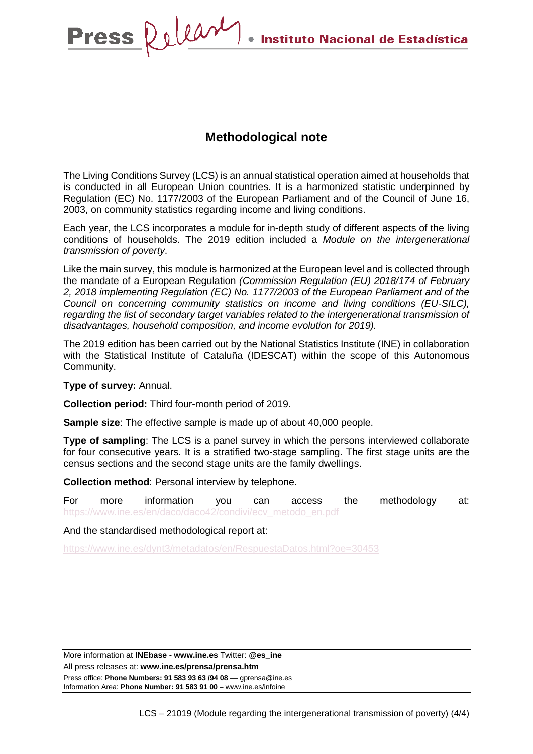# Methodological note

The Living Conditions Survey (LCS) is an annual statistical operation aimed at households that is conducted in all European Union countries. It is a harmonized statistic underpinned by Regulation (EC) No. 1177/2003 of the European Parliament and of the Council of June 16, 2003, on community statistics regarding income and living conditions.

Each year, the LCS incorporates a module for in-depth study of different aspects of the living conditions of households. The 2019 edition included a *Module on the intergenerational transmission of poverty*.

Like the main survey, this module is harmonized at the European level and is collected through the mandate of a European Regulation *(Commission Regulation (EU) 2018/174 of February 2, 2018 implementing Regulation (EC) No. 1177/2003 of the European Parliament and of the Council on concerning community statistics on income and living conditions (EU-SILC), regarding the list of secondary target variables related to the intergenerational transmission of disadvantages, household composition, and income evolution for 2019).*

The 2019 edition has been carried out by the National Statistics Institute (INE) in collaboration with the Statistical Institute of Cataluña (IDESCAT) within the scope of this Autonomous Community.

**Type of survey:** Annual.

**Collection period:** Third four-month period of 2019.

**Sample size**: The effective sample is made up of about 40,000 people.

**Type of sampling**: The LCS is a panel survey in which the persons interviewed collaborate for four consecutive years. It is a stratified two-stage sampling. The first stage units are the census sections and the second stage units are the family dwellings.

**Collection method**: Personal interview by telephone.

For more information you can access the methodology at: https://www.ine.es/en/daco/daco42/condivi/ecv_metodo_en.pdf

And the standardised methodological report at:

https://www.ine.es/dynt3/metadatos/en/RespuestaDatos.html?oe=30453

More information at **INEbase - www.ine.es** Twitter: **@es_ine**
All press releases at: **www.ine.es/prensa/prensa.htm**

Press office: **Phone Numbers: 91 583 93 63 /94 08 ––** gprensa@ine.es
Information Area: **Phone Number: 91 583 91 00 –** www.ine.es/infoine